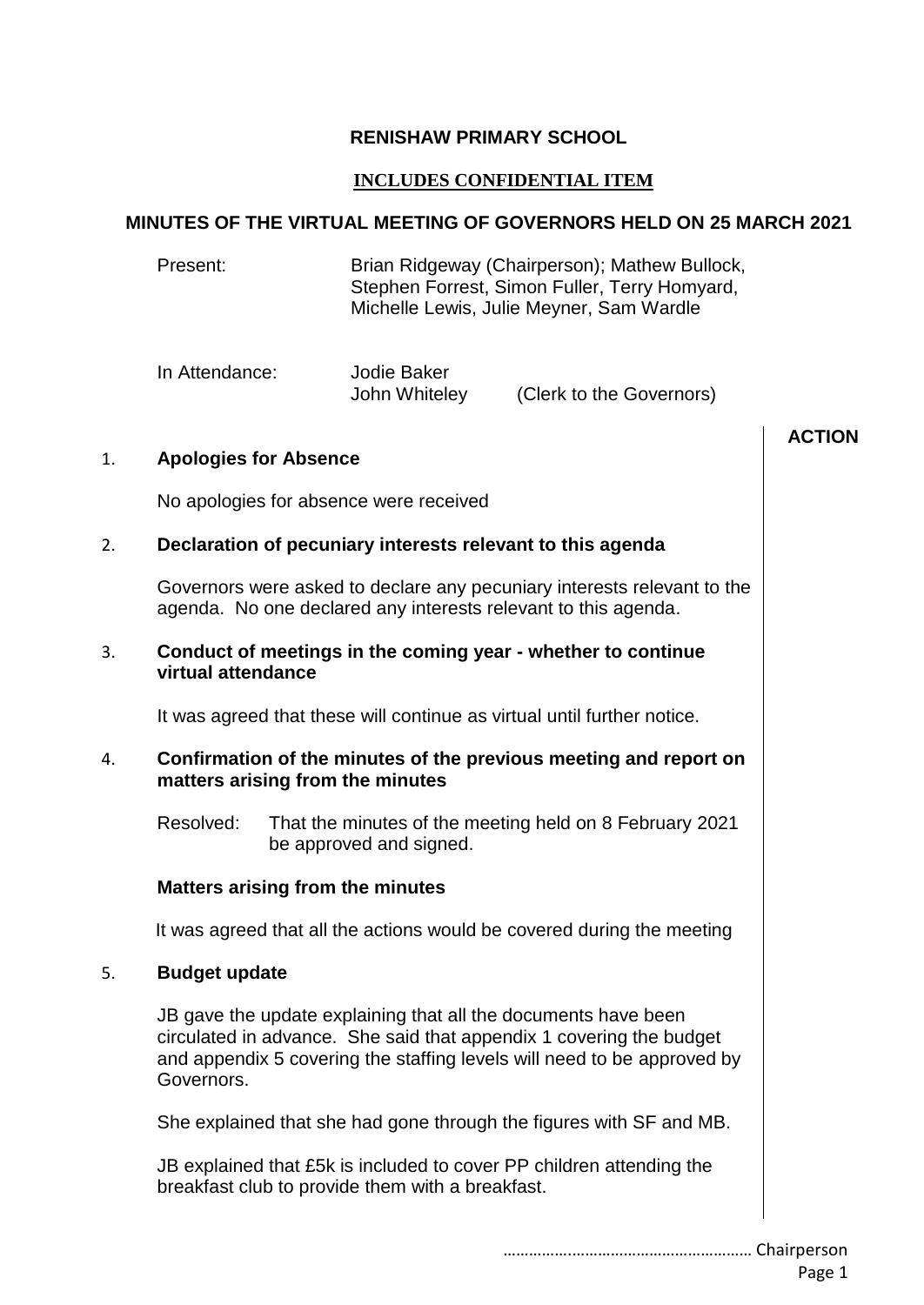# RENISHAW PRIMARY SCHOOL

**INCLUDES CONFIDENTIAL ITEM**

**MINUTES OF THE VIRTUAL MEETING OF GOVERNORS HELD ON 25 MARCH 2021**

| | |
|---|---|
| Present: | Brian Ridgeway (Chairperson); Mathew Bullock, Stephen Forrest, Simon Fuller, Terry Homyard, Michelle Lewis, Julie Meyner, Sam Wardle |
| In Attendance: | Jodie Baker<br>John Whiteley (Clerk to the Governors) |

**ACTION**

1. **Apologies for Absence**

   No apologies for absence were received

2. **Declaration of pecuniary interests relevant to this agenda**

   Governors were asked to declare any pecuniary interests relevant to the agenda. No one declared any interests relevant to this agenda.

3. **Conduct of meetings in the coming year - whether to continue virtual attendance**

   It was agreed that these will continue as virtual until further notice.

4. **Confirmation of the minutes of the previous meeting and report on matters arising from the minutes**

   Resolved: That the minutes of the meeting held on 8 February 2021 be approved and signed.

   **Matters arising from the minutes**

   It was agreed that all the actions would be covered during the meeting

5. **Budget update**

   JB gave the update explaining that all the documents have been circulated in advance. She said that appendix 1 covering the budget and appendix 5 covering the staffing levels will need to be approved by Governors.

   She explained that she had gone through the figures with SF and MB.

   JB explained that £5k is included to cover PP children attending the breakfast club to provide them with a breakfast.

…………………………………………………… Chairperson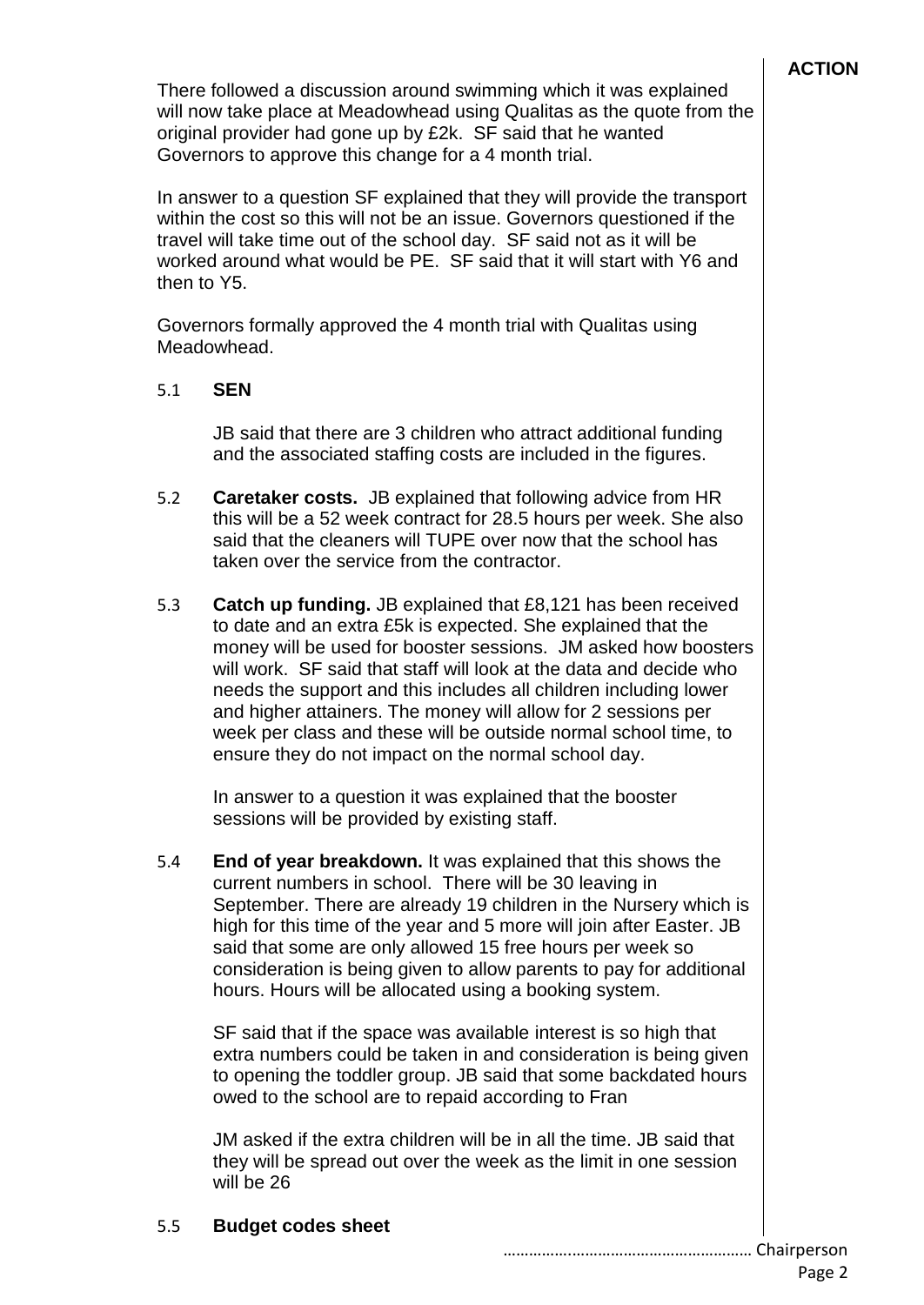**ACTION**

There followed a discussion around swimming which it was explained will now take place at Meadowhead using Qualitas as the quote from the original provider had gone up by £2k. SF said that he wanted Governors to approve this change for a 4 month trial.

In answer to a question SF explained that they will provide the transport within the cost so this will not be an issue. Governors questioned if the travel will take time out of the school day. SF said not as it will be worked around what would be PE. SF said that it will start with Y6 and then to Y5.

Governors formally approved the 4 month trial with Qualitas using Meadowhead.

5.1 **SEN**

JB said that there are 3 children who attract additional funding and the associated staffing costs are included in the figures.

5.2 **Caretaker costs.** JB explained that following advice from HR this will be a 52 week contract for 28.5 hours per week. She also said that the cleaners will TUPE over now that the school has taken over the service from the contractor.

5.3 **Catch up funding.** JB explained that £8,121 has been received to date and an extra £5k is expected. She explained that the money will be used for booster sessions. JM asked how boosters will work. SF said that staff will look at the data and decide who needs the support and this includes all children including lower and higher attainers. The money will allow for 2 sessions per week per class and these will be outside normal school time, to ensure they do not impact on the normal school day.

In answer to a question it was explained that the booster sessions will be provided by existing staff.

5.4 **End of year breakdown.** It was explained that this shows the current numbers in school. There will be 30 leaving in September. There are already 19 children in the Nursery which is high for this time of the year and 5 more will join after Easter. JB said that some are only allowed 15 free hours per week so consideration is being given to allow parents to pay for additional hours. Hours will be allocated using a booking system.

SF said that if the space was available interest is so high that extra numbers could be taken in and consideration is being given to opening the toddler group. JB said that some backdated hours owed to the school are to repaid according to Fran

JM asked if the extra children will be in all the time. JB said that they will be spread out over the week as the limit in one session will be 26

5.5 **Budget codes sheet**

…………………………………………… Chairperson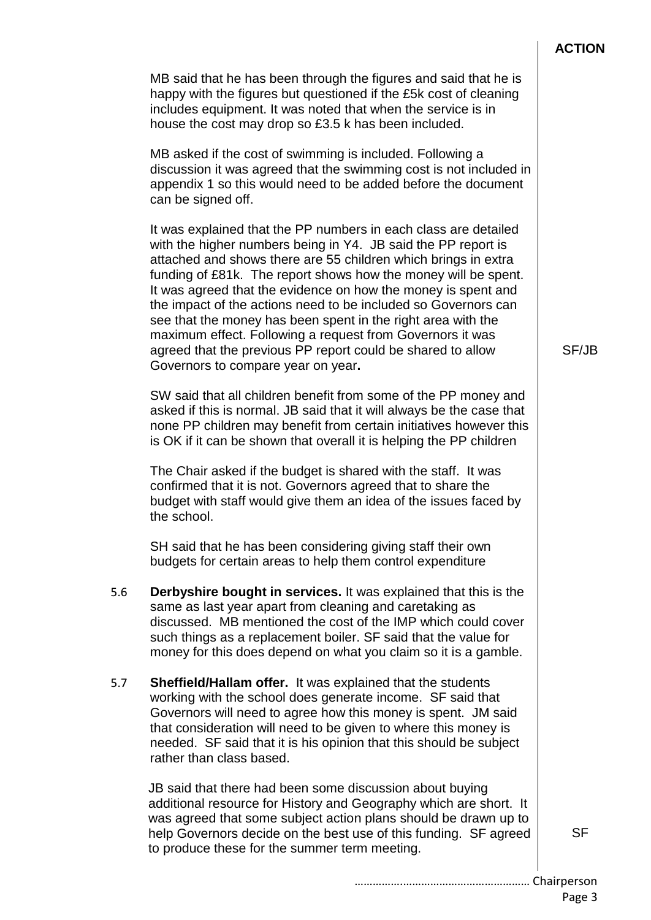**ACTION**

MB said that he has been through the figures and said that he is happy with the figures but questioned if the £5k cost of cleaning includes equipment. It was noted that when the service is in house the cost may drop so £3.5 k has been included.

MB asked if the cost of swimming is included. Following a discussion it was agreed that the swimming cost is not included in appendix 1 so this would need to be added before the document can be signed off.

It was explained that the PP numbers in each class are detailed with the higher numbers being in Y4. JB said the PP report is attached and shows there are 55 children which brings in extra funding of £81k. The report shows how the money will be spent. It was agreed that the evidence on how the money is spent and the impact of the actions need to be included so Governors can see that the money has been spent in the right area with the maximum effect. Following a request from Governors it was agreed that the previous PP report could be shared to allow Governors to compare year on year**.** — **SF/JB**

SW said that all children benefit from some of the PP money and asked if this is normal. JB said that it will always be the case that none PP children may benefit from certain initiatives however this is OK if it can be shown that overall it is helping the PP children

The Chair asked if the budget is shared with the staff. It was confirmed that it is not. Governors agreed that to share the budget with staff would give them an idea of the issues faced by the school.

SH said that he has been considering giving staff their own budgets for certain areas to help them control expenditure

5.6 **Derbyshire bought in services.** It was explained that this is the same as last year apart from cleaning and caretaking as discussed. MB mentioned the cost of the IMP which could cover such things as a replacement boiler. SF said that the value for money for this does depend on what you claim so it is a gamble.

5.7 **Sheffield/Hallam offer.** It was explained that the students working with the school does generate income. SF said that Governors will need to agree how this money is spent. JM said that consideration will need to be given to where this money is needed. SF said that it is his opinion that this should be subject rather than class based.

JB said that there had been some discussion about buying additional resource for History and Geography which are short. It was agreed that some subject action plans should be drawn up to help Governors decide on the best use of this funding. SF agreed to produce these for the summer term meeting. — **SF**

……………………………………………… Chairperson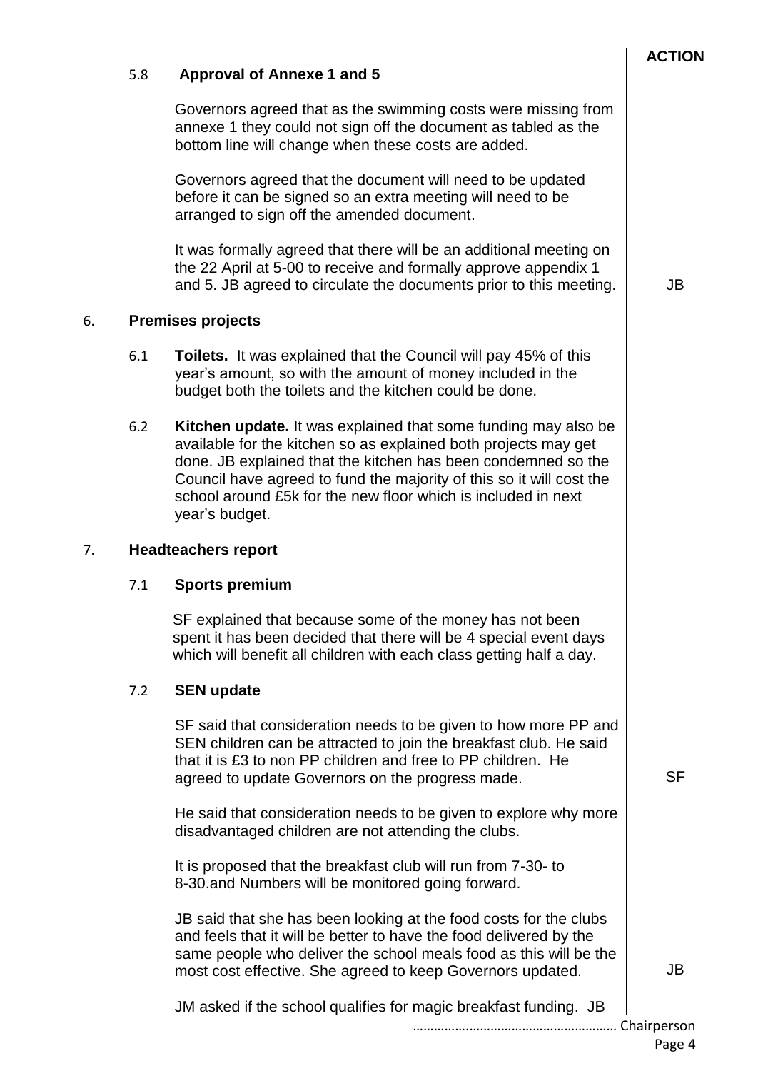**ACTION**

### 5.8 Approval of Annexe 1 and 5

Governors agreed that as the swimming costs were missing from annexe 1 they could not sign off the document as tabled as the bottom line will change when these costs are added.

Governors agreed that the document will need to be updated before it can be signed so an extra meeting will need to be arranged to sign off the amended document.

It was formally agreed that there will be an additional meeting on the 22 April at 5-00 to receive and formally approve appendix 1 and 5. JB agreed to circulate the documents prior to this meeting. — **JB**

## 6. Premises projects

6.1 **Toilets.** It was explained that the Council will pay 45% of this year's amount, so with the amount of money included in the budget both the toilets and the kitchen could be done.

6.2 **Kitchen update.** It was explained that some funding may also be available for the kitchen so as explained both projects may get done. JB explained that the kitchen has been condemned so the Council have agreed to fund the majority of this so it will cost the school around £5k for the new floor which is included in next year's budget.

## 7. Headteachers report

### 7.1 Sports premium

SF explained that because some of the money has not been spent it has been decided that there will be 4 special event days which will benefit all children with each class getting half a day.

### 7.2 SEN update

SF said that consideration needs to be given to how more PP and SEN children can be attracted to join the breakfast club. He said that it is £3 to non PP children and free to PP children. He agreed to update Governors on the progress made. — **SF**

He said that consideration needs to be given to explore why more disadvantaged children are not attending the clubs.

It is proposed that the breakfast club will run from 7-30- to 8-30.and Numbers will be monitored going forward.

JB said that she has been looking at the food costs for the clubs and feels that it will be better to have the food delivered by the same people who deliver the school meals food as this will be the most cost effective. She agreed to keep Governors updated. — **JB**

JM asked if the school qualifies for magic breakfast funding. JB

……………………………………………… Chairperson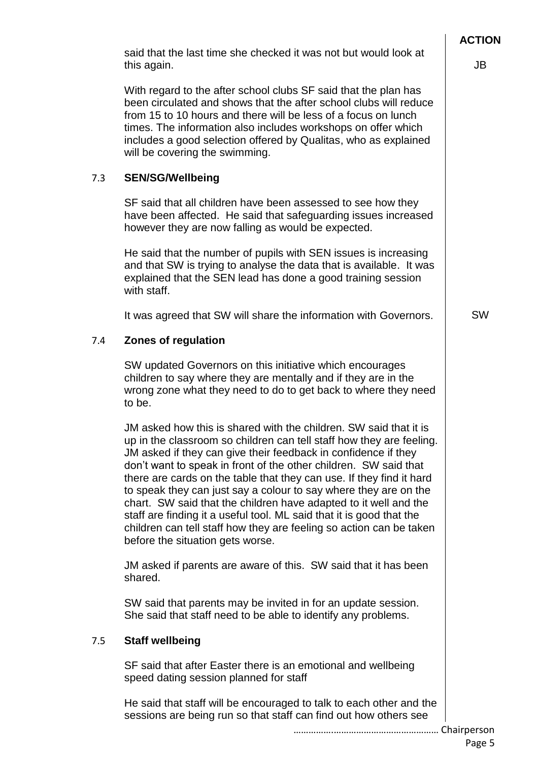**ACTION**

said that the last time she checked it was not but would look at this again. — **JB**

With regard to the after school clubs SF said that the plan has been circulated and shows that the after school clubs will reduce from 15 to 10 hours and there will be less of a focus on lunch times. The information also includes workshops on offer which includes a good selection offered by Qualitas, who as explained will be covering the swimming.

### 7.3 SEN/SG/Wellbeing

SF said that all children have been assessed to see how they have been affected. He said that safeguarding issues increased however they are now falling as would be expected.

He said that the number of pupils with SEN issues is increasing and that SW is trying to analyse the data that is available. It was explained that the SEN lead has done a good training session with staff.

It was agreed that SW will share the information with Governors. — **SW**

### 7.4 Zones of regulation

SW updated Governors on this initiative which encourages children to say where they are mentally and if they are in the wrong zone what they need to do to get back to where they need to be.

JM asked how this is shared with the children. SW said that it is up in the classroom so children can tell staff how they are feeling. JM asked if they can give their feedback in confidence if they don't want to speak in front of the other children. SW said that there are cards on the table that they can use. If they find it hard to speak they can just say a colour to say where they are on the chart. SW said that the children have adapted to it well and the staff are finding it a useful tool. ML said that it is good that the children can tell staff how they are feeling so action can be taken before the situation gets worse.

JM asked if parents are aware of this. SW said that it has been shared.

SW said that parents may be invited in for an update session. She said that staff need to be able to identify any problems.

### 7.5 Staff wellbeing

SF said that after Easter there is an emotional and wellbeing speed dating session planned for staff

He said that staff will be encouraged to talk to each other and the sessions are being run so that staff can find out how others see

………………………………………………… Chairperson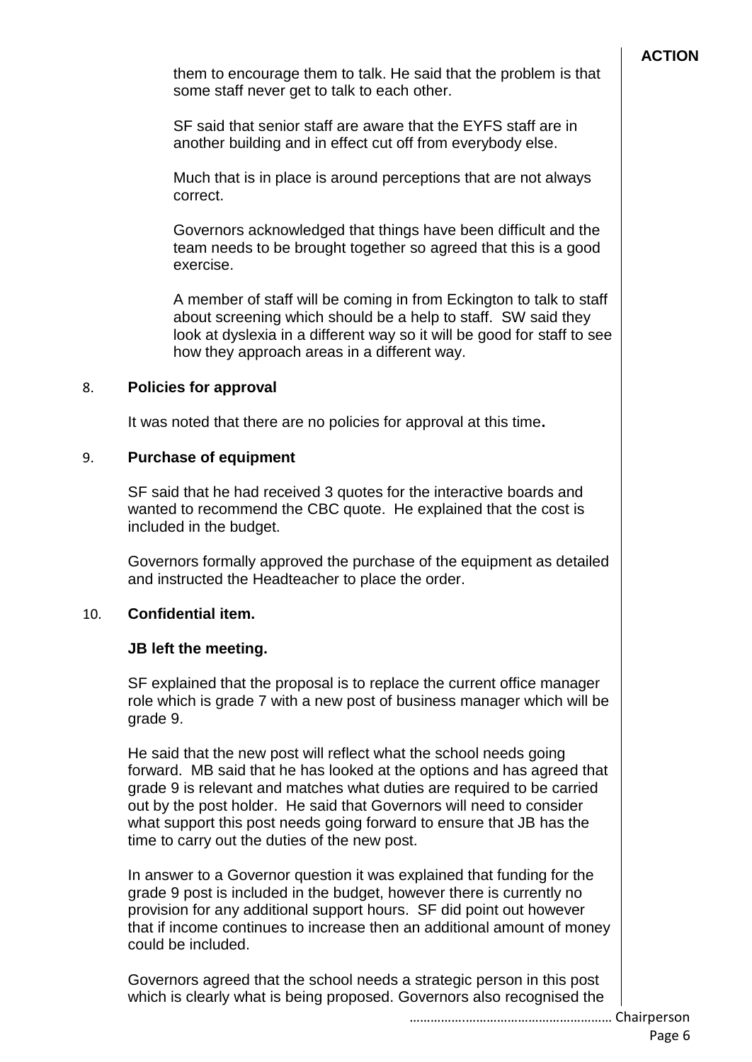**ACTION**

them to encourage them to talk. He said that the problem is that some staff never get to talk to each other.

SF said that senior staff are aware that the EYFS staff are in another building and in effect cut off from everybody else.

Much that is in place is around perceptions that are not always correct.

Governors acknowledged that things have been difficult and the team needs to be brought together so agreed that this is a good exercise.

A member of staff will be coming in from Eckington to talk to staff about screening which should be a help to staff. SW said they look at dyslexia in a different way so it will be good for staff to see how they approach areas in a different way.

8. **Policies for approval**

It was noted that there are no policies for approval at this time**.**

9. **Purchase of equipment**

SF said that he had received 3 quotes for the interactive boards and wanted to recommend the CBC quote. He explained that the cost is included in the budget.

Governors formally approved the purchase of the equipment as detailed and instructed the Headteacher to place the order.

10. **Confidential item.**

**JB left the meeting.**

SF explained that the proposal is to replace the current office manager role which is grade 7 with a new post of business manager which will be grade 9.

He said that the new post will reflect what the school needs going forward. MB said that he has looked at the options and has agreed that grade 9 is relevant and matches what duties are required to be carried out by the post holder. He said that Governors will need to consider what support this post needs going forward to ensure that JB has the time to carry out the duties of the new post.

In answer to a Governor question it was explained that funding for the grade 9 post is included in the budget, however there is currently no provision for any additional support hours. SF did point out however that if income continues to increase then an additional amount of money could be included.

Governors agreed that the school needs a strategic person in this post which is clearly what is being proposed. Governors also recognised the

………………………………………………… Chairperson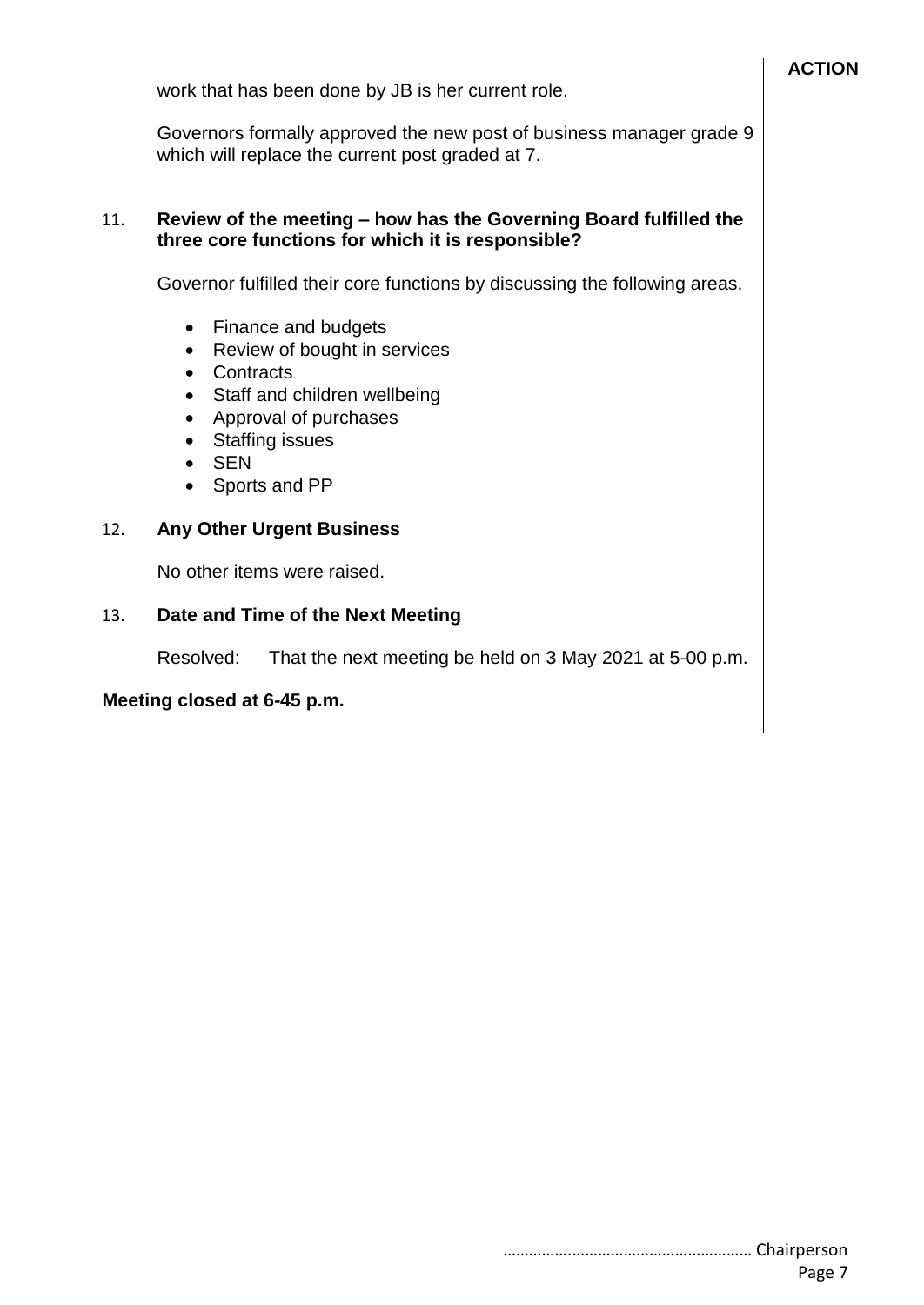**ACTION**

work that has been done by JB is her current role.

Governors formally approved the new post of business manager grade 9 which will replace the current post graded at 7.

11. **Review of the meeting – how has the Governing Board fulfilled the three core functions for which it is responsible?**

Governor fulfilled their core functions by discussing the following areas.

- Finance and budgets
- Review of bought in services
- Contracts
- Staff and children wellbeing
- Approval of purchases
- Staffing issues
- SEN
- Sports and PP

12. **Any Other Urgent Business**

No other items were raised.

13. **Date and Time of the Next Meeting**

Resolved: That the next meeting be held on 3 May 2021 at 5-00 p.m.

**Meeting closed at 6-45 p.m.**

……………………………………………… Chairperson